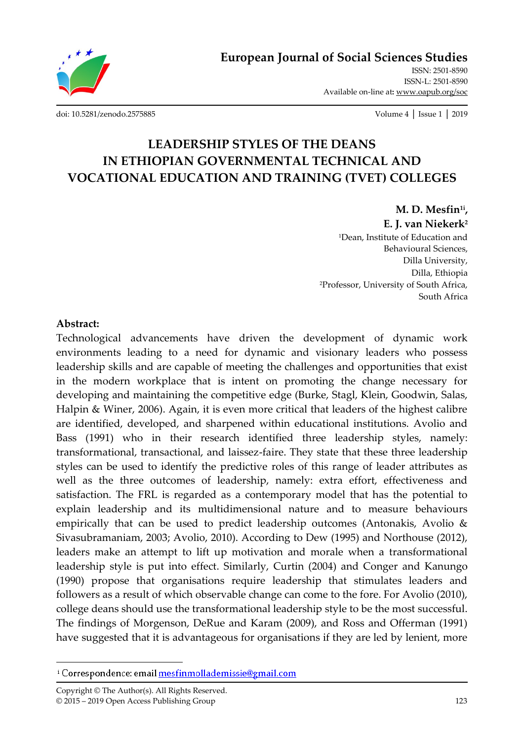# LEADERSHIP STYLES OF THE DEANS IN ETHIOPIAN GOVERNMENTAL TECHNICAL AND VOCATIONAL EDUCATION AND TRAINING (TVET) COLLEGES

**M. D. Mesfin[1i], E. J. van Niekerk[2]**

[1]Dean, Institute of Education and Behavioural Sciences, Dilla University, Dilla, Ethiopia

[2]Professor, University of South Africa, South Africa

**Abstract:**

Technological advancements have driven the development of dynamic work environments leading to a need for dynamic and visionary leaders who possess leadership skills and are capable of meeting the challenges and opportunities that exist in the modern workplace that is intent on promoting the change necessary for developing and maintaining the competitive edge (Burke, Stagl, Klein, Goodwin, Salas, Halpin & Winer, 2006). Again, it is even more critical that leaders of the highest calibre are identified, developed, and sharpened within educational institutions. Avolio and Bass (1991) who in their research identified three leadership styles, namely: transformational, transactional, and laissez-faire. They state that these three leadership styles can be used to identify the predictive roles of this range of leader attributes as well as the three outcomes of leadership, namely: extra effort, effectiveness and satisfaction. The FRL is regarded as a contemporary model that has the potential to explain leadership and its multidimensional nature and to measure behaviours empirically that can be used to predict leadership outcomes (Antonakis, Avolio & Sivasubramaniam, 2003; Avolio, 2010). According to Dew (1995) and Northouse (2012), leaders make an attempt to lift up motivation and morale when a transformational leadership style is put into effect. Similarly, Curtin (2004) and Conger and Kanungo (1990) propose that organisations require leadership that stimulates leaders and followers as a result of which observable change can come to the fore. For Avolio (2010), college deans should use the transformational leadership style to be the most successful. The findings of Morgenson, DeRue and Karam (2009), and Ross and Offerman (1991) have suggested that it is advantageous for organisations if they are led by lenient, more

---

[i] Correspondence: email mesfinmollademissie@gmail.com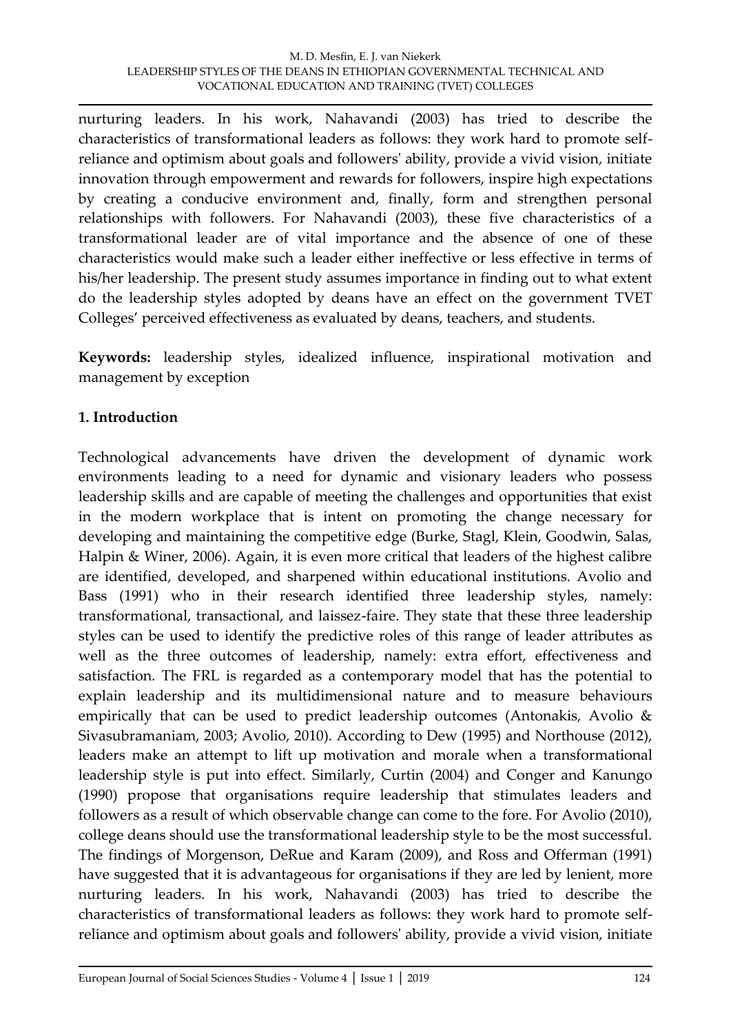nurturing leaders. In his work, Nahavandi (2003) has tried to describe the characteristics of transformational leaders as follows: they work hard to promote self-reliance and optimism about goals and followers' ability, provide a vivid vision, initiate innovation through empowerment and rewards for followers, inspire high expectations by creating a conducive environment and, finally, form and strengthen personal relationships with followers. For Nahavandi (2003), these five characteristics of a transformational leader are of vital importance and the absence of one of these characteristics would make such a leader either ineffective or less effective in terms of his/her leadership. The present study assumes importance in finding out to what extent do the leadership styles adopted by deans have an effect on the government TVET Colleges' perceived effectiveness as evaluated by deans, teachers, and students.

**Keywords:** leadership styles, idealized influence, inspirational motivation and management by exception

## 1. Introduction

Technological advancements have driven the development of dynamic work environments leading to a need for dynamic and visionary leaders who possess leadership skills and are capable of meeting the challenges and opportunities that exist in the modern workplace that is intent on promoting the change necessary for developing and maintaining the competitive edge (Burke, Stagl, Klein, Goodwin, Salas, Halpin & Winer, 2006). Again, it is even more critical that leaders of the highest calibre are identified, developed, and sharpened within educational institutions. Avolio and Bass (1991) who in their research identified three leadership styles, namely: transformational, transactional, and laissez-faire. They state that these three leadership styles can be used to identify the predictive roles of this range of leader attributes as well as the three outcomes of leadership, namely: extra effort, effectiveness and satisfaction. The FRL is regarded as a contemporary model that has the potential to explain leadership and its multidimensional nature and to measure behaviours empirically that can be used to predict leadership outcomes (Antonakis, Avolio & Sivasubramaniam, 2003; Avolio, 2010). According to Dew (1995) and Northouse (2012), leaders make an attempt to lift up motivation and morale when a transformational leadership style is put into effect. Similarly, Curtin (2004) and Conger and Kanungo (1990) propose that organisations require leadership that stimulates leaders and followers as a result of which observable change can come to the fore. For Avolio (2010), college deans should use the transformational leadership style to be the most successful. The findings of Morgenson, DeRue and Karam (2009), and Ross and Offerman (1991) have suggested that it is advantageous for organisations if they are led by lenient, more nurturing leaders. In his work, Nahavandi (2003) has tried to describe the characteristics of transformational leaders as follows: they work hard to promote self-reliance and optimism about goals and followers' ability, provide a vivid vision, initiate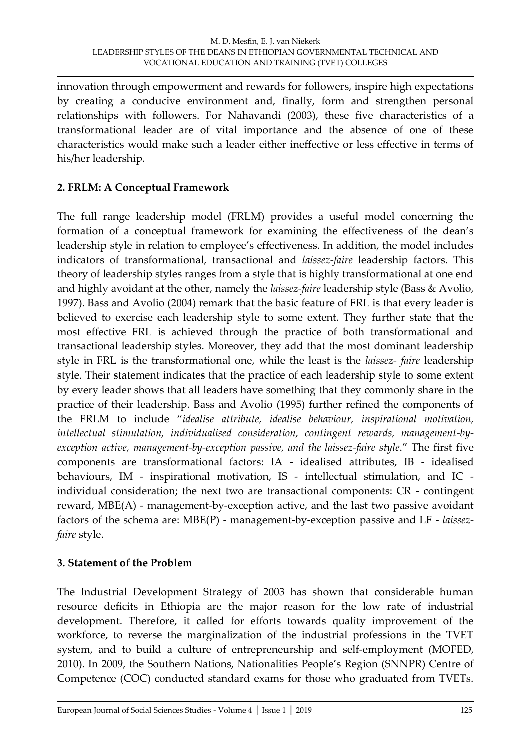innovation through empowerment and rewards for followers, inspire high expectations by creating a conducive environment and, finally, form and strengthen personal relationships with followers. For Nahavandi (2003), these five characteristics of a transformational leader are of vital importance and the absence of one of these characteristics would make such a leader either ineffective or less effective in terms of his/her leadership.

## 2. FRLM: A Conceptual Framework

The full range leadership model (FRLM) provides a useful model concerning the formation of a conceptual framework for examining the effectiveness of the dean's leadership style in relation to employee's effectiveness. In addition, the model includes indicators of transformational, transactional and *laissez-faire* leadership factors. This theory of leadership styles ranges from a style that is highly transformational at one end and highly avoidant at the other, namely the *laissez-faire* leadership style (Bass & Avolio, 1997). Bass and Avolio (2004) remark that the basic feature of FRL is that every leader is believed to exercise each leadership style to some extent. They further state that the most effective FRL is achieved through the practice of both transformational and transactional leadership styles. Moreover, they add that the most dominant leadership style in FRL is the transformational one, while the least is the *laissez- faire* leadership style. Their statement indicates that the practice of each leadership style to some extent by every leader shows that all leaders have something that they commonly share in the practice of their leadership. Bass and Avolio (1995) further refined the components of the FRLM to include "*idealise attribute, idealise behaviour, inspirational motivation, intellectual stimulation, individualised consideration, contingent rewards, management-by-exception active, management-by-exception passive, and the laissez-faire style*." The first five components are transformational factors: IA - idealised attributes, IB - idealised behaviours, IM - inspirational motivation, IS - intellectual stimulation, and IC - individual consideration; the next two are transactional components: CR - contingent reward, MBE(A) - management-by-exception active, and the last two passive avoidant factors of the schema are: MBE(P) - management-by-exception passive and LF - *laissez-faire* style.

## 3. Statement of the Problem

The Industrial Development Strategy of 2003 has shown that considerable human resource deficits in Ethiopia are the major reason for the low rate of industrial development. Therefore, it called for efforts towards quality improvement of the workforce, to reverse the marginalization of the industrial professions in the TVET system, and to build a culture of entrepreneurship and self-employment (MOFED, 2010). In 2009, the Southern Nations, Nationalities People's Region (SNNPR) Centre of Competence (COC) conducted standard exams for those who graduated from TVETs.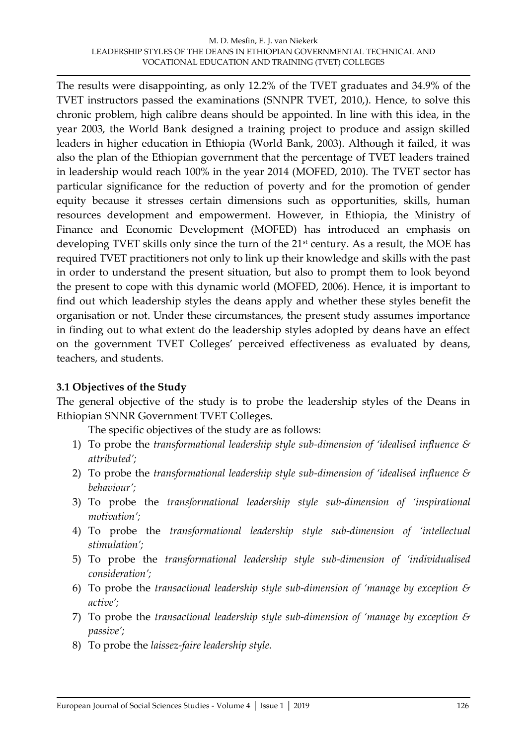The results were disappointing, as only 12.2% of the TVET graduates and 34.9% of the TVET instructors passed the examinations (SNNPR TVET, 2010,). Hence, to solve this chronic problem, high calibre deans should be appointed. In line with this idea, in the year 2003, the World Bank designed a training project to produce and assign skilled leaders in higher education in Ethiopia (World Bank, 2003). Although it failed, it was also the plan of the Ethiopian government that the percentage of TVET leaders trained in leadership would reach 100% in the year 2014 (MOFED, 2010). The TVET sector has particular significance for the reduction of poverty and for the promotion of gender equity because it stresses certain dimensions such as opportunities, skills, human resources development and empowerment. However, in Ethiopia, the Ministry of Finance and Economic Development (MOFED) has introduced an emphasis on developing TVET skills only since the turn of the 21st century. As a result, the MOE has required TVET practitioners not only to link up their knowledge and skills with the past in order to understand the present situation, but also to prompt them to look beyond the present to cope with this dynamic world (MOFED, 2006). Hence, it is important to find out which leadership styles the deans apply and whether these styles benefit the organisation or not. Under these circumstances, the present study assumes importance in finding out to what extent do the leadership styles adopted by deans have an effect on the government TVET Colleges' perceived effectiveness as evaluated by deans, teachers, and students.

### 3.1 Objectives of the Study

The general objective of the study is to probe the leadership styles of the Deans in Ethiopian SNNR Government TVET Colleges**.**

The specific objectives of the study are as follows:

1) To probe the *transformational leadership style sub-dimension of 'idealised influence & attributed';*
2) To probe the *transformational leadership style sub-dimension of 'idealised influence & behaviour';*
3) To probe the *transformational leadership style sub-dimension of 'inspirational motivation';*
4) To probe the *transformational leadership style sub-dimension of 'intellectual stimulation';*
5) To probe the *transformational leadership style sub-dimension of 'individualised consideration';*
6) To probe the *transactional leadership style sub-dimension of 'manage by exception & active';*
7) To probe the *transactional leadership style sub-dimension of 'manage by exception & passive';*
8) To probe the *laissez-faire leadership style.*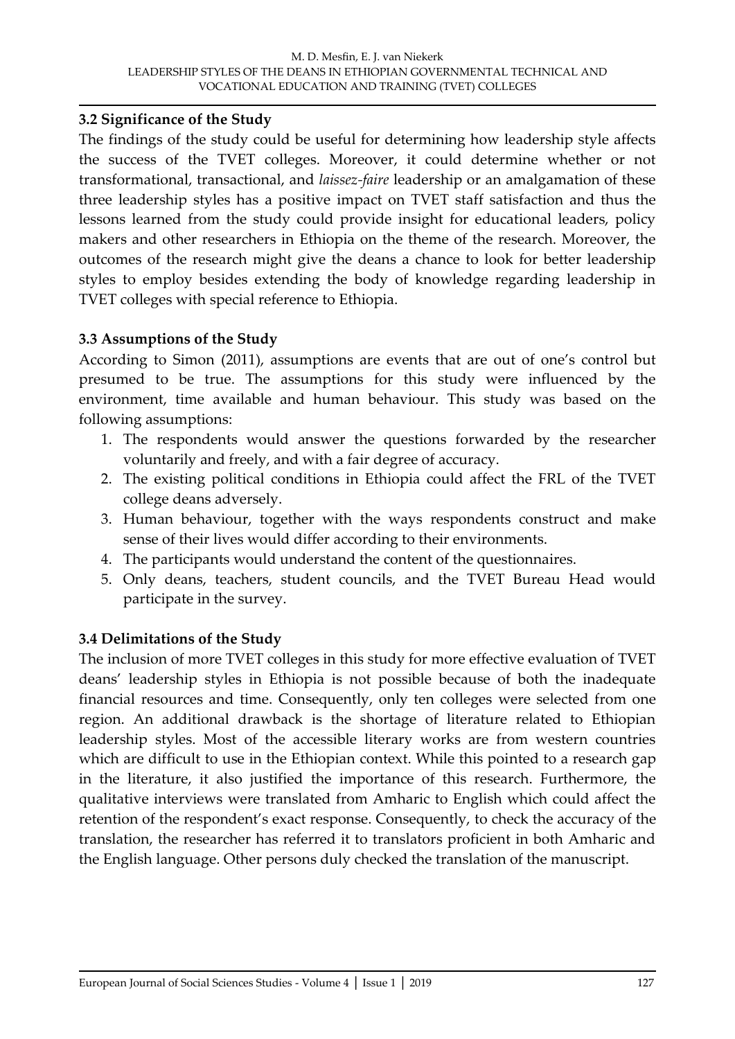### 3.2 Significance of the Study

The findings of the study could be useful for determining how leadership style affects the success of the TVET colleges. Moreover, it could determine whether or not transformational, transactional, and *laissez-faire* leadership or an amalgamation of these three leadership styles has a positive impact on TVET staff satisfaction and thus the lessons learned from the study could provide insight for educational leaders, policy makers and other researchers in Ethiopia on the theme of the research. Moreover, the outcomes of the research might give the deans a chance to look for better leadership styles to employ besides extending the body of knowledge regarding leadership in TVET colleges with special reference to Ethiopia.

### 3.3 Assumptions of the Study

According to Simon (2011), assumptions are events that are out of one's control but presumed to be true. The assumptions for this study were influenced by the environment, time available and human behaviour. This study was based on the following assumptions:

1. The respondents would answer the questions forwarded by the researcher voluntarily and freely, and with a fair degree of accuracy.
2. The existing political conditions in Ethiopia could affect the FRL of the TVET college deans adversely.
3. Human behaviour, together with the ways respondents construct and make sense of their lives would differ according to their environments.
4. The participants would understand the content of the questionnaires.
5. Only deans, teachers, student councils, and the TVET Bureau Head would participate in the survey.

### 3.4 Delimitations of the Study

The inclusion of more TVET colleges in this study for more effective evaluation of TVET deans' leadership styles in Ethiopia is not possible because of both the inadequate financial resources and time. Consequently, only ten colleges were selected from one region. An additional drawback is the shortage of literature related to Ethiopian leadership styles. Most of the accessible literary works are from western countries which are difficult to use in the Ethiopian context. While this pointed to a research gap in the literature, it also justified the importance of this research. Furthermore, the qualitative interviews were translated from Amharic to English which could affect the retention of the respondent's exact response. Consequently, to check the accuracy of the translation, the researcher has referred it to translators proficient in both Amharic and the English language. Other persons duly checked the translation of the manuscript.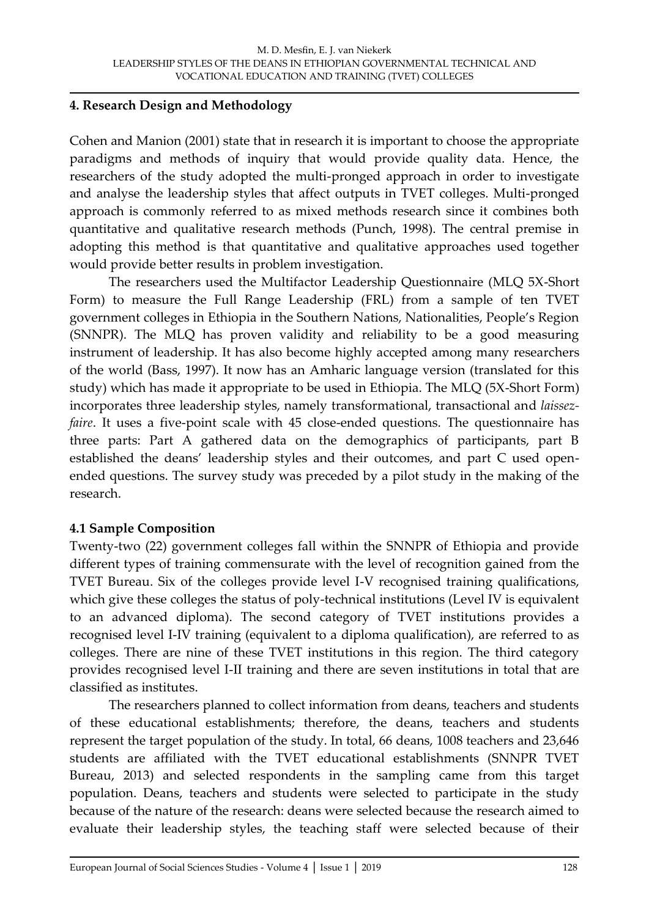## 4. Research Design and Methodology

Cohen and Manion (2001) state that in research it is important to choose the appropriate paradigms and methods of inquiry that would provide quality data. Hence, the researchers of the study adopted the multi-pronged approach in order to investigate and analyse the leadership styles that affect outputs in TVET colleges. Multi-pronged approach is commonly referred to as mixed methods research since it combines both quantitative and qualitative research methods (Punch, 1998). The central premise in adopting this method is that quantitative and qualitative approaches used together would provide better results in problem investigation.

The researchers used the Multifactor Leadership Questionnaire (MLQ 5X-Short Form) to measure the Full Range Leadership (FRL) from a sample of ten TVET government colleges in Ethiopia in the Southern Nations, Nationalities, People's Region (SNNPR). The MLQ has proven validity and reliability to be a good measuring instrument of leadership. It has also become highly accepted among many researchers of the world (Bass, 1997). It now has an Amharic language version (translated for this study) which has made it appropriate to be used in Ethiopia. The MLQ (5X-Short Form) incorporates three leadership styles, namely transformational, transactional and *laissez-faire*. It uses a five-point scale with 45 close-ended questions. The questionnaire has three parts: Part A gathered data on the demographics of participants, part B established the deans' leadership styles and their outcomes, and part C used open-ended questions. The survey study was preceded by a pilot study in the making of the research.

### 4.1 Sample Composition

Twenty-two (22) government colleges fall within the SNNPR of Ethiopia and provide different types of training commensurate with the level of recognition gained from the TVET Bureau. Six of the colleges provide level I-V recognised training qualifications, which give these colleges the status of poly-technical institutions (Level IV is equivalent to an advanced diploma). The second category of TVET institutions provides a recognised level I-IV training (equivalent to a diploma qualification), are referred to as colleges. There are nine of these TVET institutions in this region. The third category provides recognised level I-II training and there are seven institutions in total that are classified as institutes.

The researchers planned to collect information from deans, teachers and students of these educational establishments; therefore, the deans, teachers and students represent the target population of the study. In total, 66 deans, 1008 teachers and 23,646 students are affiliated with the TVET educational establishments (SNNPR TVET Bureau, 2013) and selected respondents in the sampling came from this target population. Deans, teachers and students were selected to participate in the study because of the nature of the research: deans were selected because the research aimed to evaluate their leadership styles, the teaching staff were selected because of their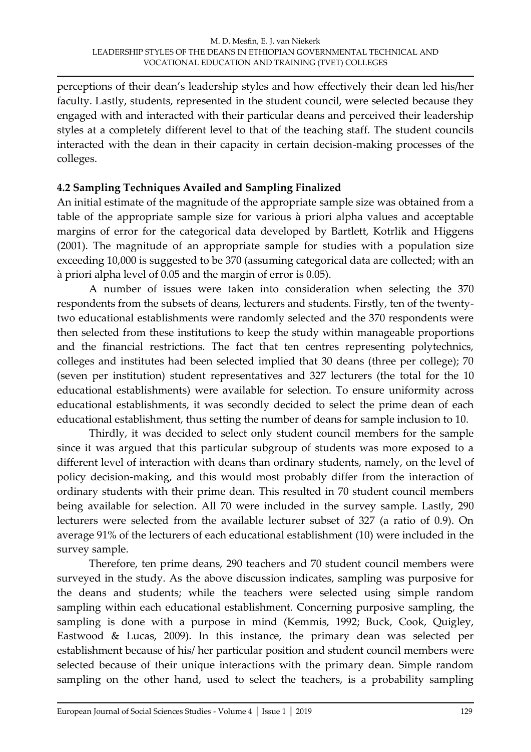perceptions of their dean's leadership styles and how effectively their dean led his/her faculty. Lastly, students, represented in the student council, were selected because they engaged with and interacted with their particular deans and perceived their leadership styles at a completely different level to that of the teaching staff. The student councils interacted with the dean in their capacity in certain decision-making processes of the colleges.

### 4.2 Sampling Techniques Availed and Sampling Finalized

An initial estimate of the magnitude of the appropriate sample size was obtained from a table of the appropriate sample size for various à priori alpha values and acceptable margins of error for the categorical data developed by Bartlett, Kotrlik and Higgens (2001). The magnitude of an appropriate sample for studies with a population size exceeding 10,000 is suggested to be 370 (assuming categorical data are collected; with an à priori alpha level of 0.05 and the margin of error is 0.05).

A number of issues were taken into consideration when selecting the 370 respondents from the subsets of deans, lecturers and students. Firstly, ten of the twenty-two educational establishments were randomly selected and the 370 respondents were then selected from these institutions to keep the study within manageable proportions and the financial restrictions. The fact that ten centres representing polytechnics, colleges and institutes had been selected implied that 30 deans (three per college); 70 (seven per institution) student representatives and 327 lecturers (the total for the 10 educational establishments) were available for selection. To ensure uniformity across educational establishments, it was secondly decided to select the prime dean of each educational establishment, thus setting the number of deans for sample inclusion to 10.

Thirdly, it was decided to select only student council members for the sample since it was argued that this particular subgroup of students was more exposed to a different level of interaction with deans than ordinary students, namely, on the level of policy decision-making, and this would most probably differ from the interaction of ordinary students with their prime dean. This resulted in 70 student council members being available for selection. All 70 were included in the survey sample. Lastly, 290 lecturers were selected from the available lecturer subset of 327 (a ratio of 0.9). On average 91% of the lecturers of each educational establishment (10) were included in the survey sample.

Therefore, ten prime deans, 290 teachers and 70 student council members were surveyed in the study. As the above discussion indicates, sampling was purposive for the deans and students; while the teachers were selected using simple random sampling within each educational establishment. Concerning purposive sampling, the sampling is done with a purpose in mind (Kemmis, 1992; Buck, Cook, Quigley, Eastwood & Lucas, 2009). In this instance, the primary dean was selected per establishment because of his/ her particular position and student council members were selected because of their unique interactions with the primary dean. Simple random sampling on the other hand, used to select the teachers, is a probability sampling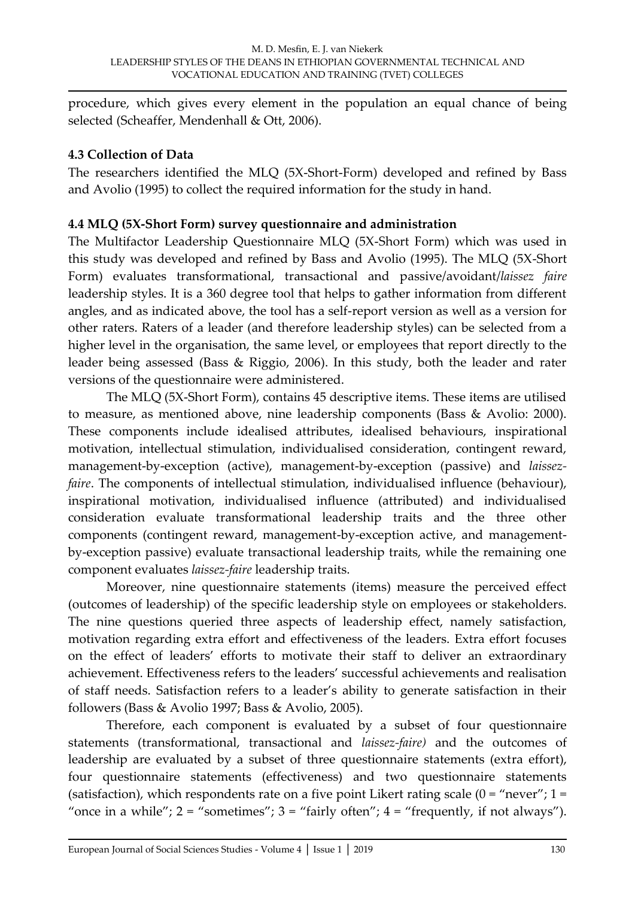procedure, which gives every element in the population an equal chance of being selected (Scheaffer, Mendenhall & Ott, 2006).

### 4.3 Collection of Data

The researchers identified the MLQ (5X-Short-Form) developed and refined by Bass and Avolio (1995) to collect the required information for the study in hand.

### 4.4 MLQ (5X-Short Form) survey questionnaire and administration

The Multifactor Leadership Questionnaire MLQ (5X-Short Form) which was used in this study was developed and refined by Bass and Avolio (1995). The MLQ (5X-Short Form) evaluates transformational, transactional and passive/avoidant/*laissez faire* leadership styles. It is a 360 degree tool that helps to gather information from different angles, and as indicated above, the tool has a self-report version as well as a version for other raters. Raters of a leader (and therefore leadership styles) can be selected from a higher level in the organisation, the same level, or employees that report directly to the leader being assessed (Bass & Riggio, 2006). In this study, both the leader and rater versions of the questionnaire were administered.

The MLQ (5X-Short Form), contains 45 descriptive items. These items are utilised to measure, as mentioned above, nine leadership components (Bass & Avolio: 2000). These components include idealised attributes, idealised behaviours, inspirational motivation, intellectual stimulation, individualised consideration, contingent reward, management-by-exception (active), management-by-exception (passive) and *laissez-faire*. The components of intellectual stimulation, individualised influence (behaviour), inspirational motivation, individualised influence (attributed) and individualised consideration evaluate transformational leadership traits and the three other components (contingent reward, management-by-exception active, and management-by-exception passive) evaluate transactional leadership traits, while the remaining one component evaluates *laissez-faire* leadership traits.

Moreover, nine questionnaire statements (items) measure the perceived effect (outcomes of leadership) of the specific leadership style on employees or stakeholders. The nine questions queried three aspects of leadership effect, namely satisfaction, motivation regarding extra effort and effectiveness of the leaders. Extra effort focuses on the effect of leaders' efforts to motivate their staff to deliver an extraordinary achievement. Effectiveness refers to the leaders' successful achievements and realisation of staff needs. Satisfaction refers to a leader's ability to generate satisfaction in their followers (Bass & Avolio 1997; Bass & Avolio, 2005).

Therefore, each component is evaluated by a subset of four questionnaire statements (transformational, transactional and *laissez-faire)* and the outcomes of leadership are evaluated by a subset of three questionnaire statements (extra effort), four questionnaire statements (effectiveness) and two questionnaire statements (satisfaction), which respondents rate on a five point Likert rating scale (0 = "never"; 1 = "once in a while"; 2 = "sometimes"; 3 = "fairly often"; 4 = "frequently, if not always").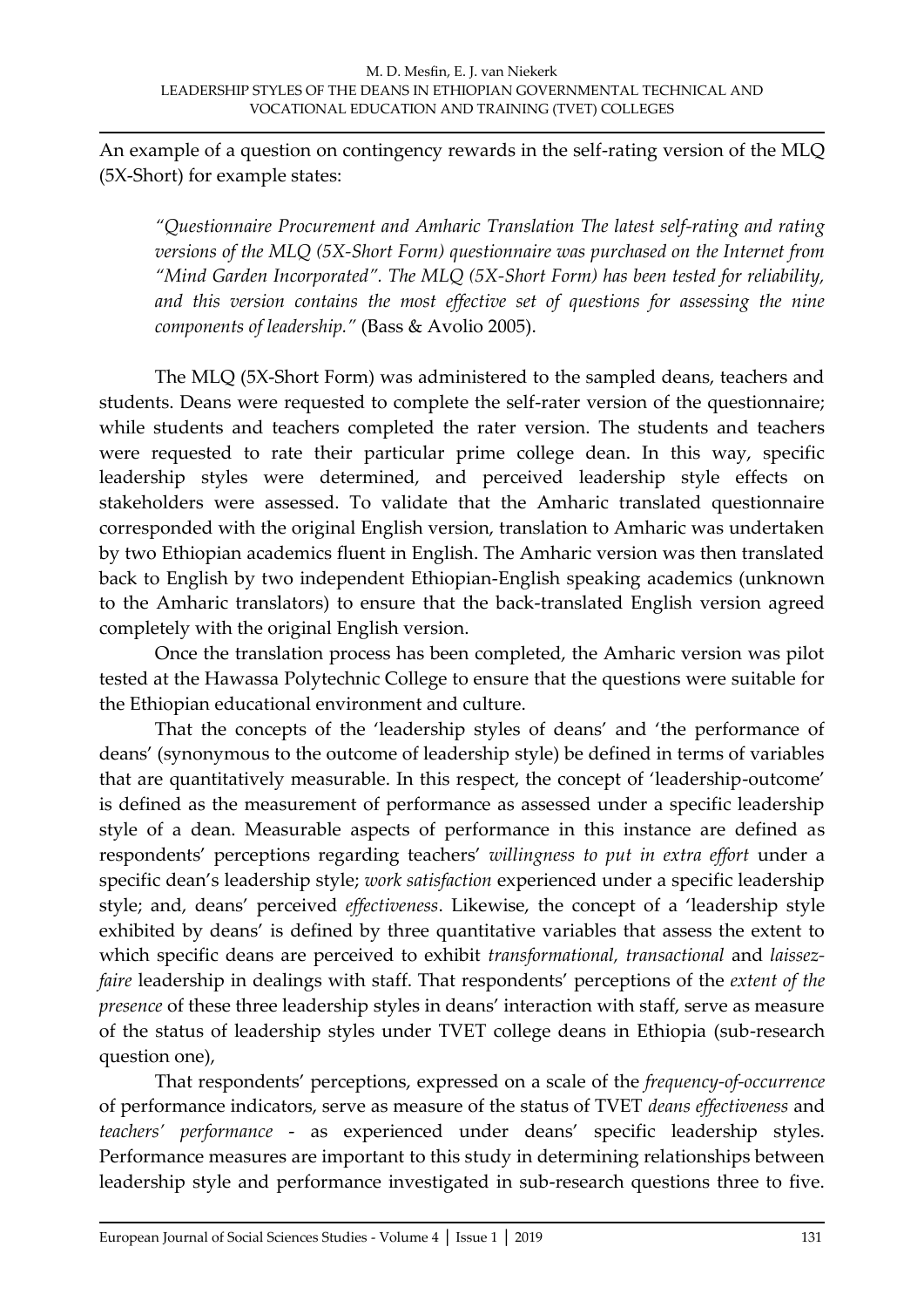An example of a question on contingency rewards in the self-rating version of the MLQ (5X-Short) for example states:

> *"Questionnaire Procurement and Amharic Translation The latest self-rating and rating versions of the MLQ (5X-Short Form) questionnaire was purchased on the Internet from "Mind Garden Incorporated". The MLQ (5X-Short Form) has been tested for reliability, and this version contains the most effective set of questions for assessing the nine components of leadership."* (Bass & Avolio 2005).

The MLQ (5X-Short Form) was administered to the sampled deans, teachers and students. Deans were requested to complete the self-rater version of the questionnaire; while students and teachers completed the rater version. The students and teachers were requested to rate their particular prime college dean. In this way, specific leadership styles were determined, and perceived leadership style effects on stakeholders were assessed. To validate that the Amharic translated questionnaire corresponded with the original English version, translation to Amharic was undertaken by two Ethiopian academics fluent in English. The Amharic version was then translated back to English by two independent Ethiopian-English speaking academics (unknown to the Amharic translators) to ensure that the back-translated English version agreed completely with the original English version.

Once the translation process has been completed, the Amharic version was pilot tested at the Hawassa Polytechnic College to ensure that the questions were suitable for the Ethiopian educational environment and culture.

That the concepts of the 'leadership styles of deans' and 'the performance of deans' (synonymous to the outcome of leadership style) be defined in terms of variables that are quantitatively measurable. In this respect, the concept of 'leadership-outcome' is defined as the measurement of performance as assessed under a specific leadership style of a dean. Measurable aspects of performance in this instance are defined as respondents' perceptions regarding teachers' *willingness to put in extra effort* under a specific dean's leadership style; *work satisfaction* experienced under a specific leadership style; and, deans' perceived *effectiveness*. Likewise, the concept of a 'leadership style exhibited by deans' is defined by three quantitative variables that assess the extent to which specific deans are perceived to exhibit *transformational, transactional* and *laissez-faire* leadership in dealings with staff. That respondents' perceptions of the *extent of the presence* of these three leadership styles in deans' interaction with staff, serve as measure of the status of leadership styles under TVET college deans in Ethiopia (sub-research question one),

That respondents' perceptions, expressed on a scale of the *frequency-of-occurrence* of performance indicators, serve as measure of the status of TVET *deans effectiveness* and *teachers' performance* - as experienced under deans' specific leadership styles. Performance measures are important to this study in determining relationships between leadership style and performance investigated in sub-research questions three to five.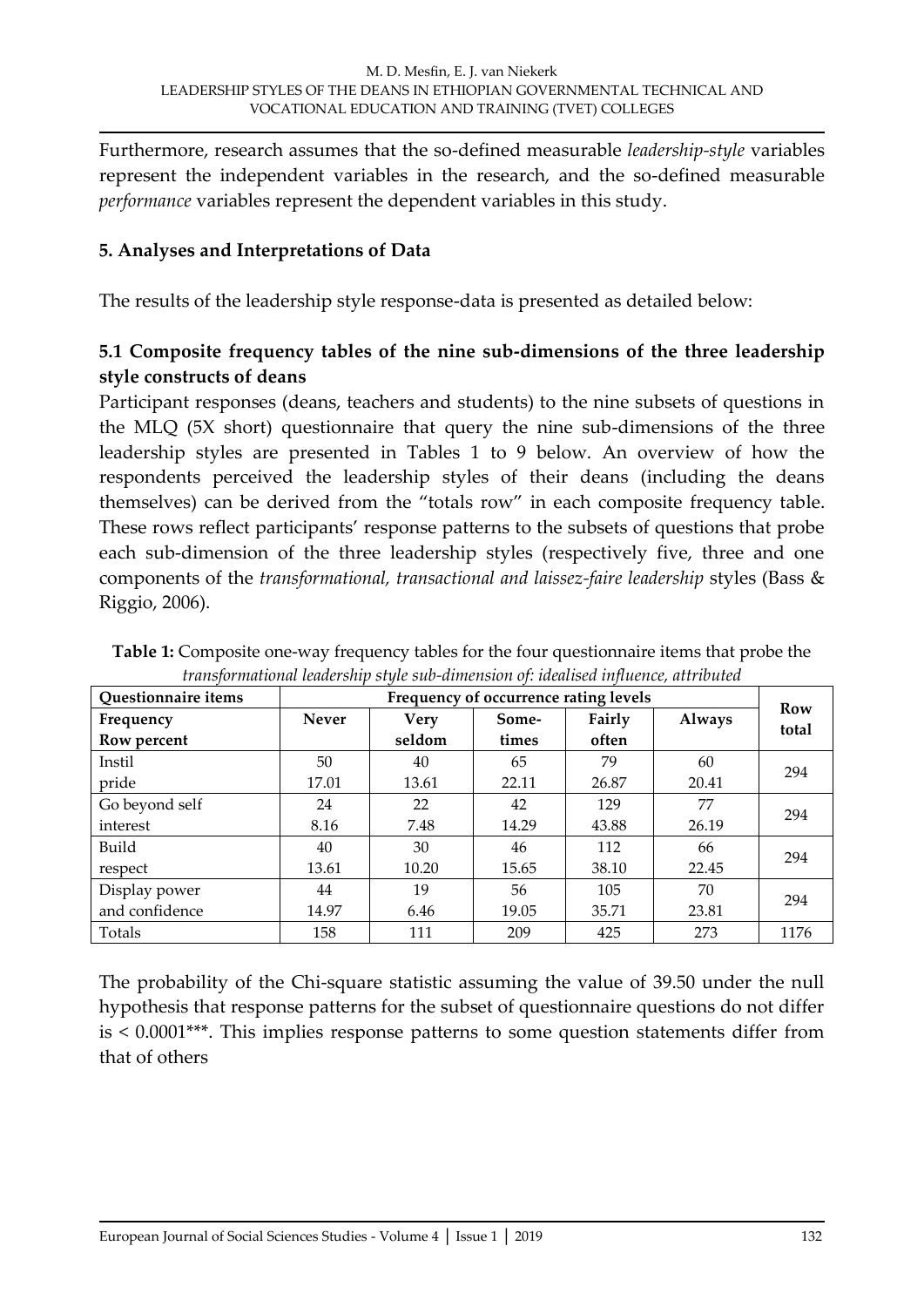Furthermore, research assumes that the so-defined measurable *leadership-style* variables represent the independent variables in the research, and the so-defined measurable *performance* variables represent the dependent variables in this study.

## 5. Analyses and Interpretations of Data

The results of the leadership style response-data is presented as detailed below:

### 5.1 Composite frequency tables of the nine sub-dimensions of the three leadership style constructs of deans

Participant responses (deans, teachers and students) to the nine subsets of questions in the MLQ (5X short) questionnaire that query the nine sub-dimensions of the three leadership styles are presented in Tables 1 to 9 below. An overview of how the respondents perceived the leadership styles of their deans (including the deans themselves) can be derived from the "totals row" in each composite frequency table. These rows reflect participants' response patterns to the subsets of questions that probe each sub-dimension of the three leadership styles (respectively five, three and one components of the *transformational, transactional and laissez-faire leadership* styles (Bass & Riggio, 2006).

**Table 1:** Composite one-way frequency tables for the four questionnaire items that probe the *transformational leadership style sub-dimension of: idealised influence, attributed*

| Questionnaire items | Frequency of occurrence rating levels | | | | | Row total |
|---|---|---|---|---|---|---|
| Frequency<br>Row percent | Never | Very seldom | Some-times | Fairly often | Always | |
| Instil<br>pride | 50<br>17.01 | 40<br>13.61 | 65<br>22.11 | 79<br>26.87 | 60<br>20.41 | 294 |
| Go beyond self<br>interest | 24<br>8.16 | 22<br>7.48 | 42<br>14.29 | 129<br>43.88 | 77<br>26.19 | 294 |
| Build<br>respect | 40<br>13.61 | 30<br>10.20 | 46<br>15.65 | 112<br>38.10 | 66<br>22.45 | 294 |
| Display power<br>and confidence | 44<br>14.97 | 19<br>6.46 | 56<br>19.05 | 105<br>35.71 | 70<br>23.81 | 294 |
| Totals | 158 | 111 | 209 | 425 | 273 | 1176 |

The probability of the Chi-square statistic assuming the value of 39.50 under the null hypothesis that response patterns for the subset of questionnaire questions do not differ is < 0.0001***. This implies response patterns to some question statements differ from that of others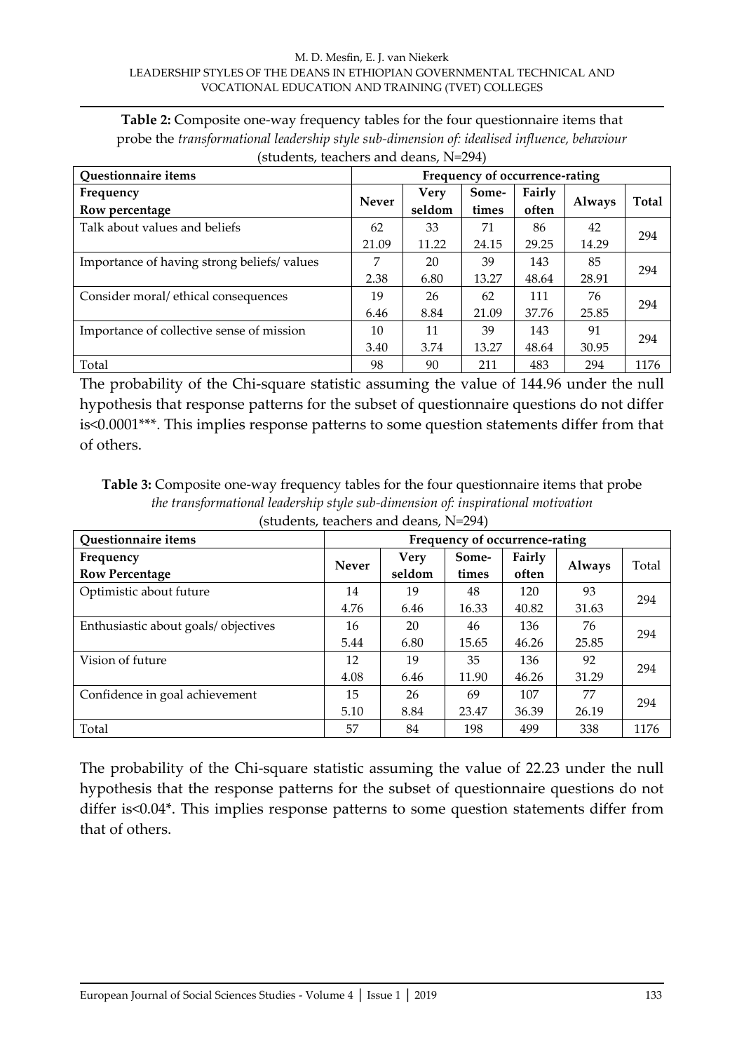**Table 2:** Composite one-way frequency tables for the four questionnaire items that probe the *transformational leadership style sub-dimension of: idealised influence, behaviour* (students, teachers and deans, N=294)

| Questionnaire items | Frequency of occurrence-rating | | | | | |
|---|---|---|---|---|---|---|
| Frequency<br>Row percentage | Never | Very seldom | Some-times | Fairly often | Always | Total |
| Talk about values and beliefs | 62<br>21.09 | 33<br>11.22 | 71<br>24.15 | 86<br>29.25 | 42<br>14.29 | 294 |
| Importance of having strong beliefs/ values | 7<br>2.38 | 20<br>6.80 | 39<br>13.27 | 143<br>48.64 | 85<br>28.91 | 294 |
| Consider moral/ ethical consequences | 19<br>6.46 | 26<br>8.84 | 62<br>21.09 | 111<br>37.76 | 76<br>25.85 | 294 |
| Importance of collective sense of mission | 10<br>3.40 | 11<br>3.74 | 39<br>13.27 | 143<br>48.64 | 91<br>30.95 | 294 |
| Total | 98 | 90 | 211 | 483 | 294 | 1176 |

The probability of the Chi-square statistic assuming the value of 144.96 under the null hypothesis that response patterns for the subset of questionnaire questions do not differ is<0.0001***. This implies response patterns to some question statements differ from that of others.

**Table 3:** Composite one-way frequency tables for the four questionnaire items that probe *the transformational leadership style sub-dimension of: inspirational motivation* (students, teachers and deans, N=294)

| Questionnaire items | Frequency of occurrence-rating | | | | | |
|---|---|---|---|---|---|---|
| Frequency<br>**Row Percentage** | Never | Very seldom | Some-times | Fairly often | Always | Total |
| Optimistic about future | 14<br>4.76 | 19<br>6.46 | 48<br>16.33 | 120<br>40.82 | 93<br>31.63 | 294 |
| Enthusiastic about goals/ objectives | 16<br>5.44 | 20<br>6.80 | 46<br>15.65 | 136<br>46.26 | 76<br>25.85 | 294 |
| Vision of future | 12<br>4.08 | 19<br>6.46 | 35<br>11.90 | 136<br>46.26 | 92<br>31.29 | 294 |
| Confidence in goal achievement | 15<br>5.10 | 26<br>8.84 | 69<br>23.47 | 107<br>36.39 | 77<br>26.19 | 294 |
| Total | 57 | 84 | 198 | 499 | 338 | 1176 |

The probability of the Chi-square statistic assuming the value of 22.23 under the null hypothesis that the response patterns for the subset of questionnaire questions do not differ is<0.04*. This implies response patterns to some question statements differ from that of others.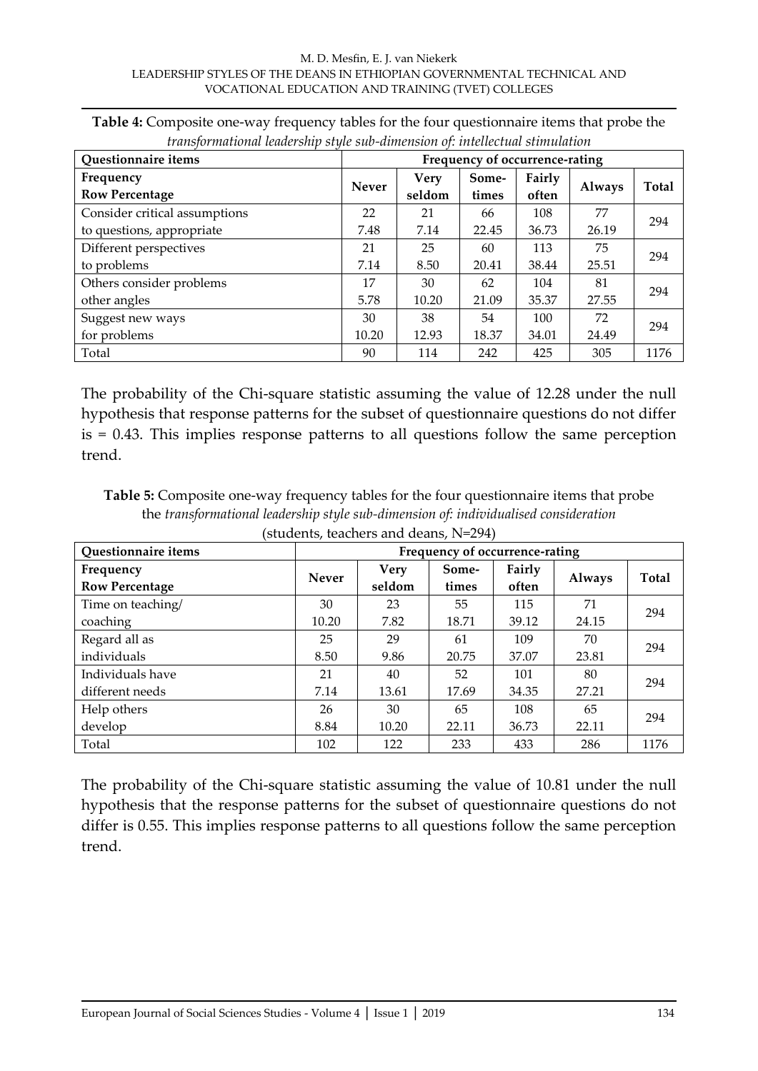**Table 4:** Composite one-way frequency tables for the four questionnaire items that probe the *transformational leadership style sub-dimension of: intellectual stimulation*

| Questionnaire items | Frequency of occurrence-rating | | | | | |
|---|---|---|---|---|---|---|
| **Frequency** **Row Percentage** | **Never** | **Very seldom** | **Some-times** | **Fairly often** | **Always** | **Total** |
| Consider critical assumptions to questions, appropriate | 22<br>7.48 | 21<br>7.14 | 66<br>22.45 | 108<br>36.73 | 77<br>26.19 | 294 |
| Different perspectives to problems | 21<br>7.14 | 25<br>8.50 | 60<br>20.41 | 113<br>38.44 | 75<br>25.51 | 294 |
| Others consider problems other angles | 17<br>5.78 | 30<br>10.20 | 62<br>21.09 | 104<br>35.37 | 81<br>27.55 | 294 |
| Suggest new ways for problems | 30<br>10.20 | 38<br>12.93 | 54<br>18.37 | 100<br>34.01 | 72<br>24.49 | 294 |
| Total | 90 | 114 | 242 | 425 | 305 | 1176 |

The probability of the Chi-square statistic assuming the value of 12.28 under the null hypothesis that response patterns for the subset of questionnaire questions do not differ is = 0.43. This implies response patterns to all questions follow the same perception trend.

**Table 5:** Composite one-way frequency tables for the four questionnaire items that probe the *transformational leadership style sub-dimension of: individualised consideration* (students, teachers and deans, N=294)

| Questionnaire items | Frequency of occurrence-rating | | | | | |
|---|---|---|---|---|---|---|
| **Frequency** **Row Percentage** | **Never** | **Very seldom** | **Some-times** | **Fairly often** | **Always** | **Total** |
| Time on teaching/ coaching | 30<br>10.20 | 23<br>7.82 | 55<br>18.71 | 115<br>39.12 | 71<br>24.15 | 294 |
| Regard all as individuals | 25<br>8.50 | 29<br>9.86 | 61<br>20.75 | 109<br>37.07 | 70<br>23.81 | 294 |
| Individuals have different needs | 21<br>7.14 | 40<br>13.61 | 52<br>17.69 | 101<br>34.35 | 80<br>27.21 | 294 |
| Help others develop | 26<br>8.84 | 30<br>10.20 | 65<br>22.11 | 108<br>36.73 | 65<br>22.11 | 294 |
| Total | 102 | 122 | 233 | 433 | 286 | 1176 |

The probability of the Chi-square statistic assuming the value of 10.81 under the null hypothesis that the response patterns for the subset of questionnaire questions do not differ is 0.55. This implies response patterns to all questions follow the same perception trend.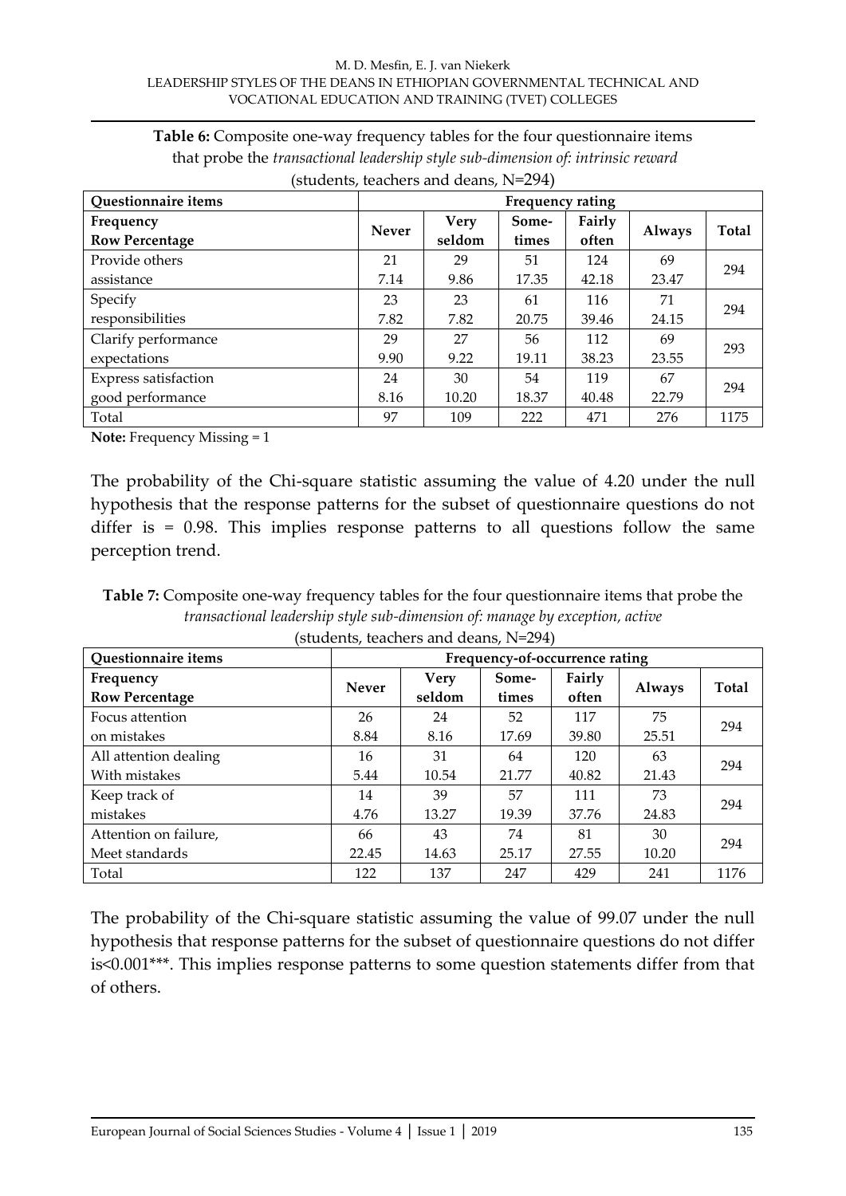**Table 6:** Composite one-way frequency tables for the four questionnaire items that probe the *transactional leadership style sub-dimension of: intrinsic reward* (students, teachers and deans, N=294)

| Questionnaire items | Frequency rating | | | | | |
|---|---|---|---|---|---|---|
| Frequency<br>Row Percentage | Never | Very seldom | Some-times | Fairly often | Always | Total |
| Provide others<br>assistance | 21<br>7.14 | 29<br>9.86 | 51<br>17.35 | 124<br>42.18 | 69<br>23.47 | 294 |
| Specify<br>responsibilities | 23<br>7.82 | 23<br>7.82 | 61<br>20.75 | 116<br>39.46 | 71<br>24.15 | 294 |
| Clarify performance<br>expectations | 29<br>9.90 | 27<br>9.22 | 56<br>19.11 | 112<br>38.23 | 69<br>23.55 | 293 |
| Express satisfaction<br>good performance | 24<br>8.16 | 30<br>10.20 | 54<br>18.37 | 119<br>40.48 | 67<br>22.79 | 294 |
| Total | 97 | 109 | 222 | 471 | 276 | 1175 |

**Note:** Frequency Missing = 1

The probability of the Chi-square statistic assuming the value of 4.20 under the null hypothesis that the response patterns for the subset of questionnaire questions do not differ is = 0.98. This implies response patterns to all questions follow the same perception trend.

**Table 7:** Composite one-way frequency tables for the four questionnaire items that probe the *transactional leadership style sub-dimension of: manage by exception, active* (students, teachers and deans, N=294)

| Questionnaire items | Frequency-of-occurrence rating | | | | | |
|---|---|---|---|---|---|---|
| Frequency<br>Row Percentage | Never | Very seldom | Some-times | Fairly often | Always | Total |
| Focus attention<br>on mistakes | 26<br>8.84 | 24<br>8.16 | 52<br>17.69 | 117<br>39.80 | 75<br>25.51 | 294 |
| All attention dealing<br>With mistakes | 16<br>5.44 | 31<br>10.54 | 64<br>21.77 | 120<br>40.82 | 63<br>21.43 | 294 |
| Keep track of<br>mistakes | 14<br>4.76 | 39<br>13.27 | 57<br>19.39 | 111<br>37.76 | 73<br>24.83 | 294 |
| Attention on failure,<br>Meet standards | 66<br>22.45 | 43<br>14.63 | 74<br>25.17 | 81<br>27.55 | 30<br>10.20 | 294 |
| Total | 122 | 137 | 247 | 429 | 241 | 1176 |

The probability of the Chi-square statistic assuming the value of 99.07 under the null hypothesis that response patterns for the subset of questionnaire questions do not differ is<0.001***. This implies response patterns to some question statements differ from that of others.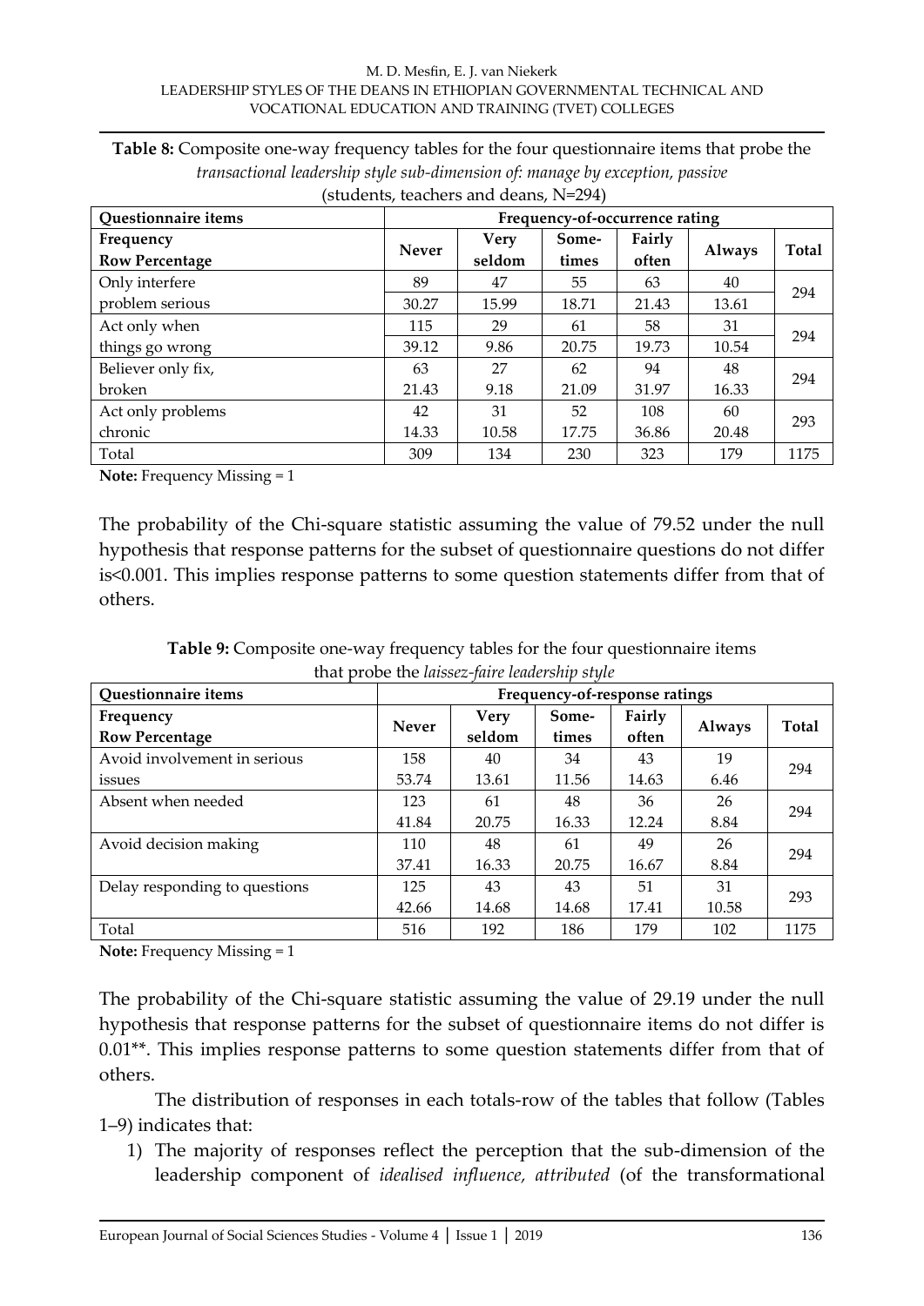**Table 8:** Composite one-way frequency tables for the four questionnaire items that probe the *transactional leadership style sub-dimension of: manage by exception, passive* (students, teachers and deans, N=294)

| Questionnaire items | Frequency-of-occurrence rating | | | | | |
|---|---|---|---|---|---|---|
| Frequency Row Percentage | Never | Very seldom | Some-times | Fairly often | Always | Total |
| Only interfere problem serious | 89<br>30.27 | 47<br>15.99 | 55<br>18.71 | 63<br>21.43 | 40<br>13.61 | 294 |
| Act only when things go wrong | 115<br>39.12 | 29<br>9.86 | 61<br>20.75 | 58<br>19.73 | 31<br>10.54 | 294 |
| Believer only fix, broken | 63<br>21.43 | 27<br>9.18 | 62<br>21.09 | 94<br>31.97 | 48<br>16.33 | 294 |
| Act only problems chronic | 42<br>14.33 | 31<br>10.58 | 52<br>17.75 | 108<br>36.86 | 60<br>20.48 | 293 |
| Total | 309 | 134 | 230 | 323 | 179 | 1175 |

**Note:** Frequency Missing = 1

The probability of the Chi-square statistic assuming the value of 79.52 under the null hypothesis that response patterns for the subset of questionnaire questions do not differ is<0.001. This implies response patterns to some question statements differ from that of others.

**Table 9:** Composite one-way frequency tables for the four questionnaire items that probe the *laissez-faire leadership style*

| Questionnaire items | Frequency-of-response ratings | | | | | |
|---|---|---|---|---|---|---|
| Frequency Row Percentage | Never | Very seldom | Some-times | Fairly often | Always | Total |
| Avoid involvement in serious issues | 158<br>53.74 | 40<br>13.61 | 34<br>11.56 | 43<br>14.63 | 19<br>6.46 | 294 |
| Absent when needed | 123<br>41.84 | 61<br>20.75 | 48<br>16.33 | 36<br>12.24 | 26<br>8.84 | 294 |
| Avoid decision making | 110<br>37.41 | 48<br>16.33 | 61<br>20.75 | 49<br>16.67 | 26<br>8.84 | 294 |
| Delay responding to questions | 125<br>42.66 | 43<br>14.68 | 43<br>14.68 | 51<br>17.41 | 31<br>10.58 | 293 |
| Total | 516 | 192 | 186 | 179 | 102 | 1175 |

**Note:** Frequency Missing = 1

The probability of the Chi-square statistic assuming the value of 29.19 under the null hypothesis that response patterns for the subset of questionnaire items do not differ is 0.01**. This implies response patterns to some question statements differ from that of others.

The distribution of responses in each totals-row of the tables that follow (Tables 1–9) indicates that:

1) The majority of responses reflect the perception that the sub-dimension of the leadership component of *idealised influence, attributed* (of the transformational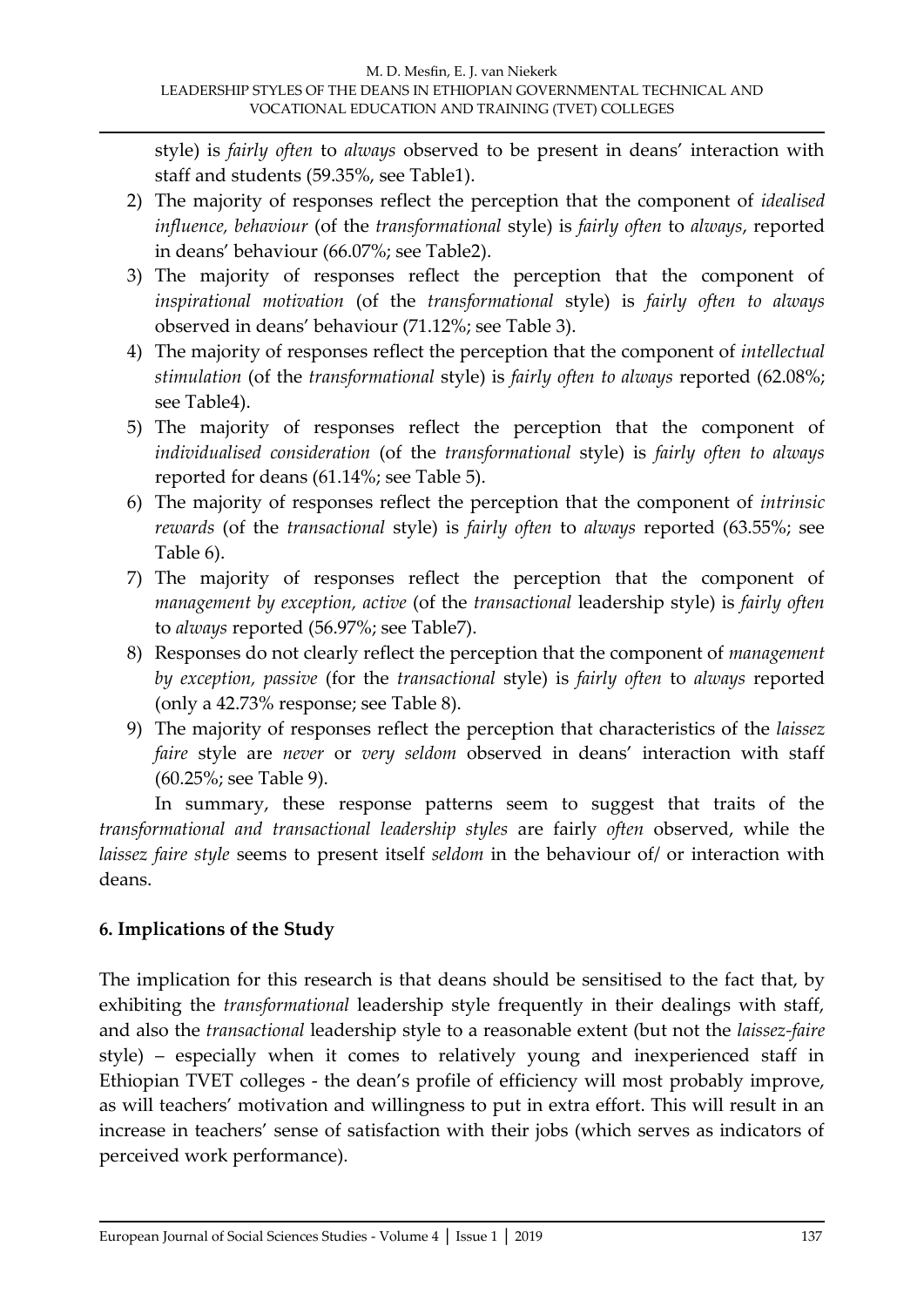style) is *fairly often* to *always* observed to be present in deans' interaction with staff and students (59.35%, see Table1).

2) The majority of responses reflect the perception that the component of *idealised influence, behaviour* (of the *transformational* style) is *fairly often* to *always*, reported in deans' behaviour (66.07%; see Table2).
3) The majority of responses reflect the perception that the component of *inspirational motivation* (of the *transformational* style) is *fairly often to always* observed in deans' behaviour (71.12%; see Table 3).
4) The majority of responses reflect the perception that the component of *intellectual stimulation* (of the *transformational* style) is *fairly often to always* reported (62.08%; see Table4).
5) The majority of responses reflect the perception that the component of *individualised consideration* (of the *transformational* style) is *fairly often to always* reported for deans (61.14%; see Table 5).
6) The majority of responses reflect the perception that the component of *intrinsic rewards* (of the *transactional* style) is *fairly often* to *always* reported (63.55%; see Table 6).
7) The majority of responses reflect the perception that the component of *management by exception, active* (of the *transactional* leadership style) is *fairly often* to *always* reported (56.97%; see Table7).
8) Responses do not clearly reflect the perception that the component of *management by exception, passive* (for the *transactional* style) is *fairly often* to *always* reported (only a 42.73% response; see Table 8).
9) The majority of responses reflect the perception that characteristics of the *laissez faire* style are *never* or *very seldom* observed in deans' interaction with staff (60.25%; see Table 9).

In summary, these response patterns seem to suggest that traits of the *transformational and transactional leadership styles* are fairly *often* observed, while the *laissez faire style* seems to present itself *seldom* in the behaviour of/ or interaction with deans.

## 6. Implications of the Study

The implication for this research is that deans should be sensitised to the fact that, by exhibiting the *transformational* leadership style frequently in their dealings with staff, and also the *transactional* leadership style to a reasonable extent (but not the *laissez-faire* style) – especially when it comes to relatively young and inexperienced staff in Ethiopian TVET colleges - the dean's profile of efficiency will most probably improve, as will teachers' motivation and willingness to put in extra effort. This will result in an increase in teachers' sense of satisfaction with their jobs (which serves as indicators of perceived work performance).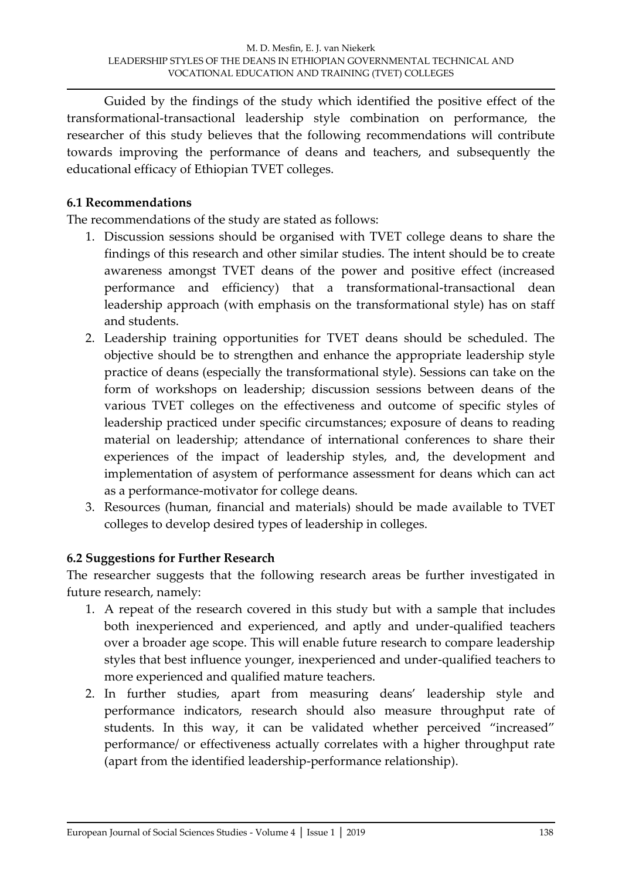Guided by the findings of the study which identified the positive effect of the transformational-transactional leadership style combination on performance, the researcher of this study believes that the following recommendations will contribute towards improving the performance of deans and teachers, and subsequently the educational efficacy of Ethiopian TVET colleges.

### 6.1 Recommendations

The recommendations of the study are stated as follows:

1. Discussion sessions should be organised with TVET college deans to share the findings of this research and other similar studies. The intent should be to create awareness amongst TVET deans of the power and positive effect (increased performance and efficiency) that a transformational-transactional dean leadership approach (with emphasis on the transformational style) has on staff and students.
2. Leadership training opportunities for TVET deans should be scheduled. The objective should be to strengthen and enhance the appropriate leadership style practice of deans (especially the transformational style). Sessions can take on the form of workshops on leadership; discussion sessions between deans of the various TVET colleges on the effectiveness and outcome of specific styles of leadership practiced under specific circumstances; exposure of deans to reading material on leadership; attendance of international conferences to share their experiences of the impact of leadership styles, and, the development and implementation of asystem of performance assessment for deans which can act as a performance-motivator for college deans.
3. Resources (human, financial and materials) should be made available to TVET colleges to develop desired types of leadership in colleges.

### 6.2 Suggestions for Further Research

The researcher suggests that the following research areas be further investigated in future research, namely:

1. A repeat of the research covered in this study but with a sample that includes both inexperienced and experienced, and aptly and under-qualified teachers over a broader age scope. This will enable future research to compare leadership styles that best influence younger, inexperienced and under-qualified teachers to more experienced and qualified mature teachers.
2. In further studies, apart from measuring deans' leadership style and performance indicators, research should also measure throughput rate of students. In this way, it can be validated whether perceived "increased" performance/ or effectiveness actually correlates with a higher throughput rate (apart from the identified leadership-performance relationship).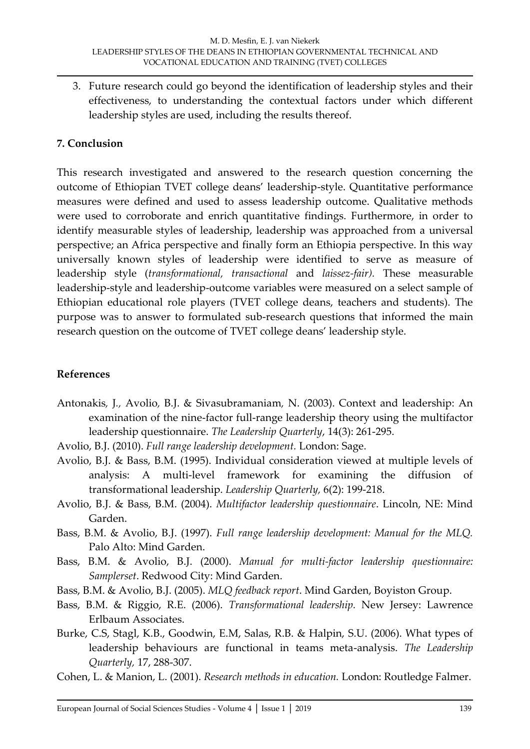3. Future research could go beyond the identification of leadership styles and their effectiveness, to understanding the contextual factors under which different leadership styles are used, including the results thereof.

## 7. Conclusion

This research investigated and answered to the research question concerning the outcome of Ethiopian TVET college deans' leadership-style. Quantitative performance measures were defined and used to assess leadership outcome. Qualitative methods were used to corroborate and enrich quantitative findings. Furthermore, in order to identify measurable styles of leadership, leadership was approached from a universal perspective; an Africa perspective and finally form an Ethiopia perspective. In this way universally known styles of leadership were identified to serve as measure of leadership style (*transformational, transactional* and *laissez-fair).* These measurable leadership-style and leadership-outcome variables were measured on a select sample of Ethiopian educational role players (TVET college deans, teachers and students). The purpose was to answer to formulated sub-research questions that informed the main research question on the outcome of TVET college deans' leadership style.

## References

Antonakis, J., Avolio, B.J. & Sivasubramaniam, N. (2003). Context and leadership: An examination of the nine-factor full-range leadership theory using the multifactor leadership questionnaire. *The Leadership Quarterly*, 14(3): 261-295.

Avolio, B.J. (2010). *Full range leadership development.* London: Sage.

Avolio, B.J. & Bass, B.M. (1995). Individual consideration viewed at multiple levels of analysis: A multi-level framework for examining the diffusion of transformational leadership. *Leadership Quarterly,* 6(2): 199-218.

Avolio, B.J. & Bass, B.M. (2004). *Multifactor leadership questionnaire*. Lincoln, NE: Mind Garden.

Bass, B.M. & Avolio, B.J. (1997). *Full range leadership development: Manual for the MLQ.* Palo Alto: Mind Garden.

Bass, B.M. & Avolio, B.J. (2000). *Manual for multi-factor leadership questionnaire: Samplerset*. Redwood City: Mind Garden.

Bass, B.M. & Avolio, B.J. (2005). *MLQ feedback report*. Mind Garden, Boyiston Group.

Bass, B.M. & Riggio, R.E. (2006). *Transformational leadership.* New Jersey: Lawrence Erlbaum Associates.

Burke, C.S, Stagl, K.B., Goodwin, E.M, Salas, R.B. & Halpin, S.U. (2006). What types of leadership behaviours are functional in teams meta-analysis. *The Leadership Quarterly,* 17, 288-307.

Cohen, L. & Manion, L. (2001). *Research methods in education.* London: Routledge Falmer.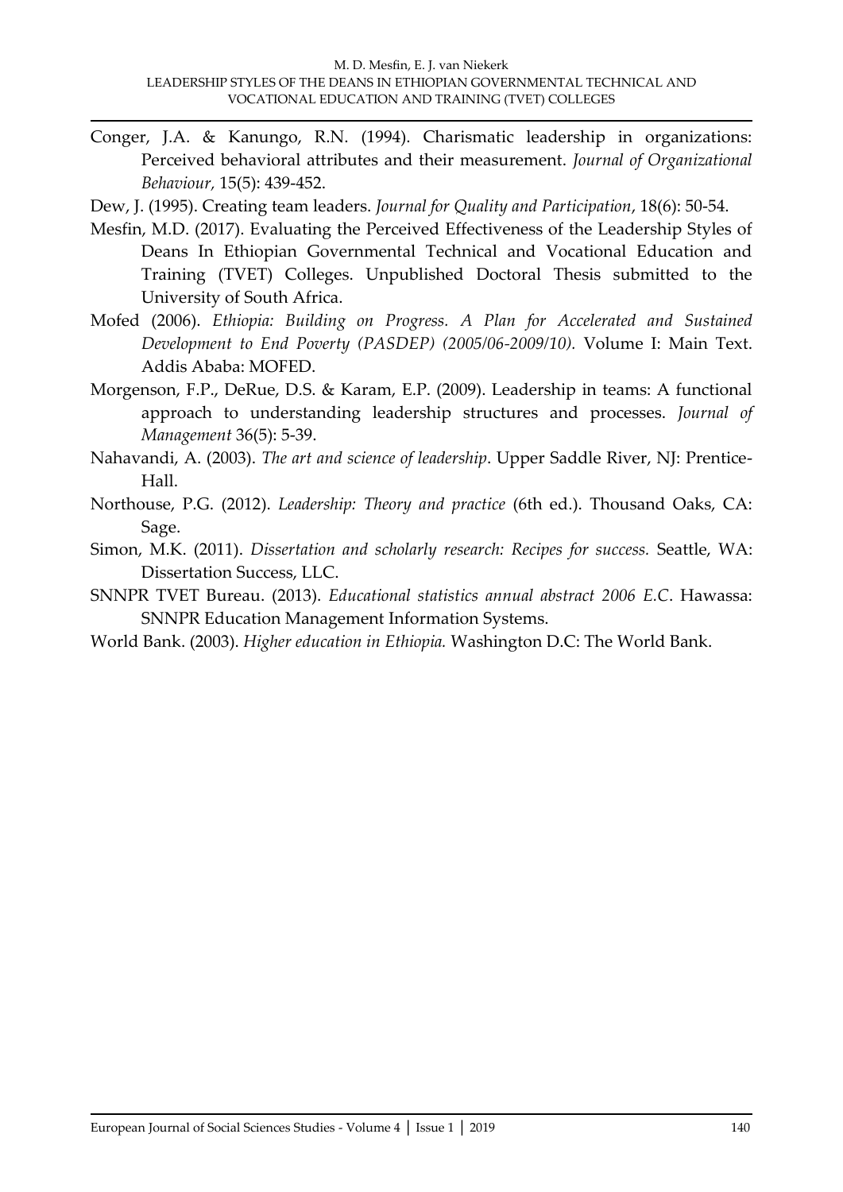Conger, J.A. & Kanungo, R.N. (1994). Charismatic leadership in organizations: Perceived behavioral attributes and their measurement. *Journal of Organizational Behaviour*, 15(5): 439-452.

Dew, J. (1995). Creating team leaders. *Journal for Quality and Participation*, 18(6): 50-54.

Mesfin, M.D. (2017). Evaluating the Perceived Effectiveness of the Leadership Styles of Deans In Ethiopian Governmental Technical and Vocational Education and Training (TVET) Colleges. Unpublished Doctoral Thesis submitted to the University of South Africa.

Mofed (2006). *Ethiopia: Building on Progress. A Plan for Accelerated and Sustained Development to End Poverty (PASDEP) (2005/06-2009/10).* Volume I: Main Text. Addis Ababa: MOFED.

Morgenson, F.P., DeRue, D.S. & Karam, E.P. (2009). Leadership in teams: A functional approach to understanding leadership structures and processes. *Journal of Management* 36(5): 5-39.

Nahavandi, A. (2003). *The art and science of leadership*. Upper Saddle River, NJ: Prentice-Hall.

Northouse, P.G. (2012). *Leadership: Theory and practice* (6th ed.). Thousand Oaks, CA: Sage.

Simon, M.K. (2011). *Dissertation and scholarly research: Recipes for success.* Seattle, WA: Dissertation Success, LLC.

SNNPR TVET Bureau. (2013). *Educational statistics annual abstract 2006 E.C*. Hawassa: SNNPR Education Management Information Systems.

World Bank. (2003). *Higher education in Ethiopia.* Washington D.C: The World Bank.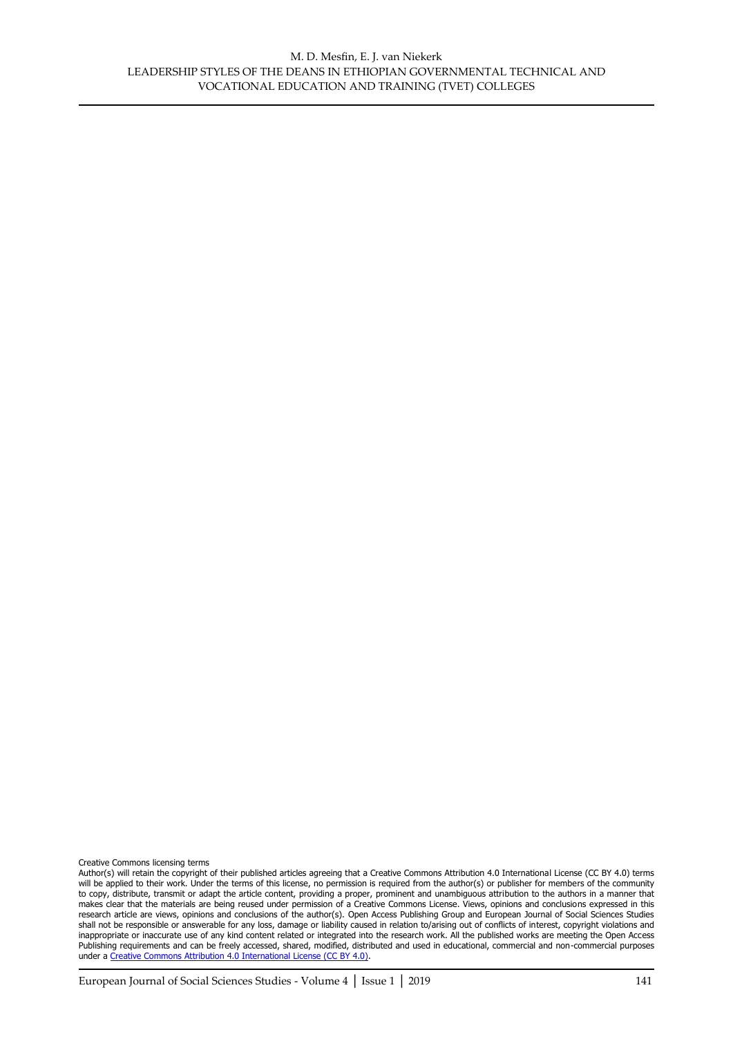Creative Commons licensing terms

Author(s) will retain the copyright of their published articles agreeing that a Creative Commons Attribution 4.0 International License (CC BY 4.0) terms will be applied to their work. Under the terms of this license, no permission is required from the author(s) or publisher for members of the community to copy, distribute, transmit or adapt the article content, providing a proper, prominent and unambiguous attribution to the authors in a manner that makes clear that the materials are being reused under permission of a Creative Commons License. Views, opinions and conclusions expressed in this research article are views, opinions and conclusions of the author(s). Open Access Publishing Group and European Journal of Social Sciences Studies shall not be responsible or answerable for any loss, damage or liability caused in relation to/arising out of conflicts of interest, copyright violations and inappropriate or inaccurate use of any kind content related or integrated into the research work. All the published works are meeting the Open Access Publishing requirements and can be freely accessed, shared, modified, distributed and used in educational, commercial and non-commercial purposes under a Creative Commons Attribution 4.0 International License (CC BY 4.0).